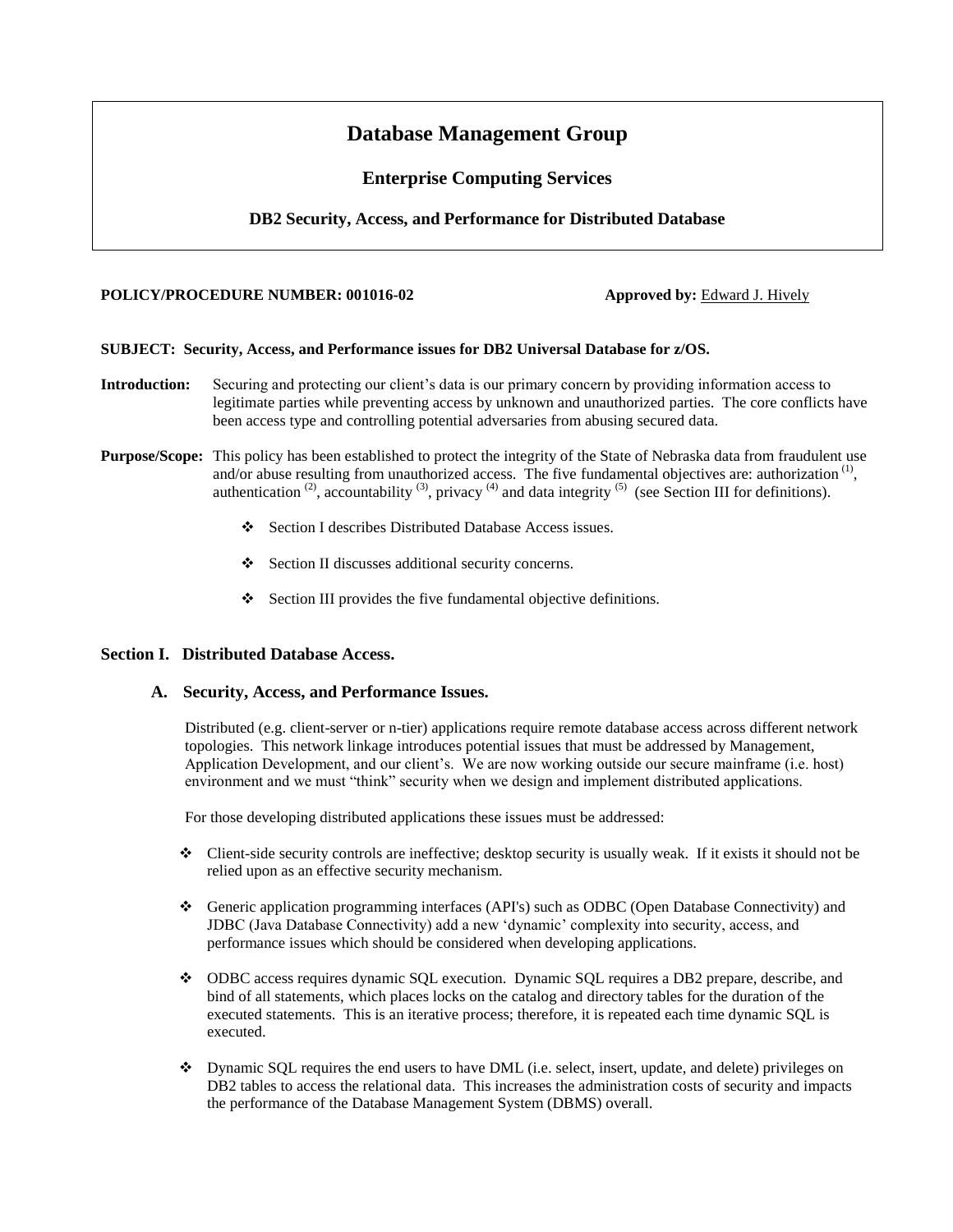# Database Management Group

## Enterprise Computing Services

### DB2 Security, Access, and Performance for Distributed Database

**POLICY/PROCEDURE NUMBER: 001016-02** **Approved by:** Edward J. Hively

**SUBJECT: Security, Access, and Performance issues for DB2 Universal Database for z/OS.**

**Introduction:** Securing and protecting our client's data is our primary concern by providing information access to legitimate parties while preventing access by unknown and unauthorized parties. The core conflicts have been access type and controlling potential adversaries from abusing secured data.

**Purpose/Scope:** This policy has been established to protect the integrity of the State of Nebraska data from fraudulent use and/or abuse resulting from unauthorized access. The five fundamental objectives are: authorization (1), authentication (2), accountability (3), privacy (4) and data integrity (5) (see Section III for definitions).

- Section I describes Distributed Database Access issues.
- Section II discusses additional security concerns.
- Section III provides the five fundamental objective definitions.

## Section I. Distributed Database Access.

### A. Security, Access, and Performance Issues.

Distributed (e.g. client-server or n-tier) applications require remote database access across different network topologies. This network linkage introduces potential issues that must be addressed by Management, Application Development, and our client's. We are now working outside our secure mainframe (i.e. host) environment and we must "think" security when we design and implement distributed applications.

For those developing distributed applications these issues must be addressed:

- Client-side security controls are ineffective; desktop security is usually weak. If it exists it should not be relied upon as an effective security mechanism.
- Generic application programming interfaces (API's) such as ODBC (Open Database Connectivity) and JDBC (Java Database Connectivity) add a new 'dynamic' complexity into security, access, and performance issues which should be considered when developing applications.
- ODBC access requires dynamic SQL execution. Dynamic SQL requires a DB2 prepare, describe, and bind of all statements, which places locks on the catalog and directory tables for the duration of the executed statements. This is an iterative process; therefore, it is repeated each time dynamic SQL is executed.
- Dynamic SQL requires the end users to have DML (i.e. select, insert, update, and delete) privileges on DB2 tables to access the relational data. This increases the administration costs of security and impacts the performance of the Database Management System (DBMS) overall.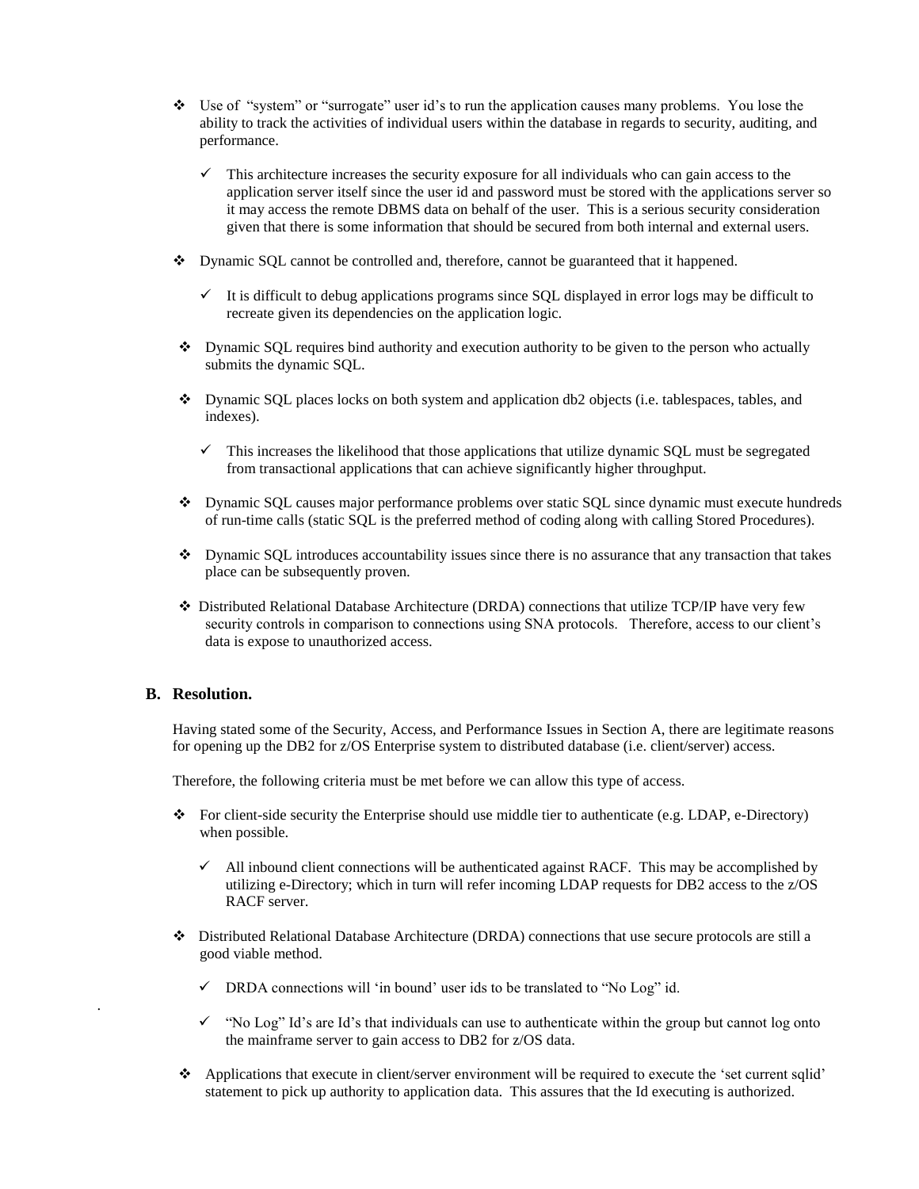- Use of "system" or "surrogate" user id's to run the application causes many problems. You lose the ability to track the activities of individual users within the database in regards to security, auditing, and performance.
    - This architecture increases the security exposure for all individuals who can gain access to the application server itself since the user id and password must be stored with the applications server so it may access the remote DBMS data on behalf of the user. This is a serious security consideration given that there is some information that should be secured from both internal and external users.
- Dynamic SQL cannot be controlled and, therefore, cannot be guaranteed that it happened.
    - It is difficult to debug applications programs since SQL displayed in error logs may be difficult to recreate given its dependencies on the application logic.
- Dynamic SQL requires bind authority and execution authority to be given to the person who actually submits the dynamic SQL.
- Dynamic SQL places locks on both system and application db2 objects (i.e. tablespaces, tables, and indexes).
    - This increases the likelihood that those applications that utilize dynamic SQL must be segregated from transactional applications that can achieve significantly higher throughput.
- Dynamic SQL causes major performance problems over static SQL since dynamic must execute hundreds of run-time calls (static SQL is the preferred method of coding along with calling Stored Procedures).
- Dynamic SQL introduces accountability issues since there is no assurance that any transaction that takes place can be subsequently proven.
- Distributed Relational Database Architecture (DRDA) connections that utilize TCP/IP have very few security controls in comparison to connections using SNA protocols. Therefore, access to our client's data is expose to unauthorized access.

### B. Resolution.

Having stated some of the Security, Access, and Performance Issues in Section A, there are legitimate reasons for opening up the DB2 for z/OS Enterprise system to distributed database (i.e. client/server) access.

Therefore, the following criteria must be met before we can allow this type of access.

- For client-side security the Enterprise should use middle tier to authenticate (e.g. LDAP, e-Directory) when possible.
    - All inbound client connections will be authenticated against RACF. This may be accomplished by utilizing e-Directory; which in turn will refer incoming LDAP requests for DB2 access to the z/OS RACF server.
- Distributed Relational Database Architecture (DRDA) connections that use secure protocols are still a good viable method.
    - DRDA connections will 'in bound' user ids to be translated to "No Log" id.
    - "No Log" Id's are Id's that individuals can use to authenticate within the group but cannot log onto the mainframe server to gain access to DB2 for z/OS data.
- Applications that execute in client/server environment will be required to execute the 'set current sqlid' statement to pick up authority to application data. This assures that the Id executing is authorized.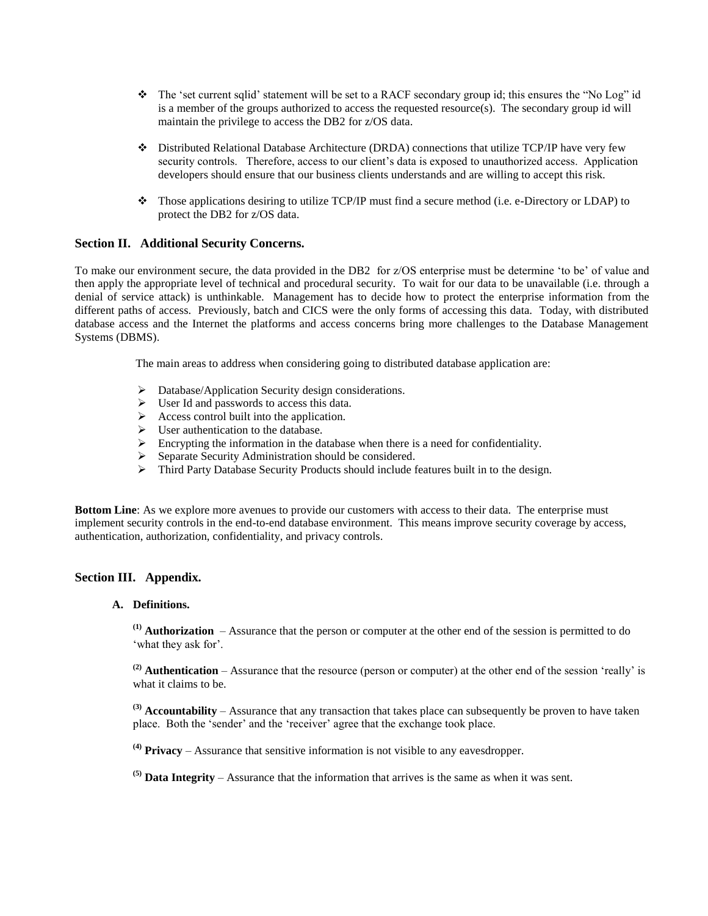- The 'set current sqlid' statement will be set to a RACF secondary group id; this ensures the "No Log" id is a member of the groups authorized to access the requested resource(s). The secondary group id will maintain the privilege to access the DB2 for z/OS data.

- Distributed Relational Database Architecture (DRDA) connections that utilize TCP/IP have very few security controls. Therefore, access to our client's data is exposed to unauthorized access. Application developers should ensure that our business clients understands and are willing to accept this risk.

- Those applications desiring to utilize TCP/IP must find a secure method (i.e. e-Directory or LDAP) to protect the DB2 for z/OS data.

## Section II. Additional Security Concerns.

To make our environment secure, the data provided in the DB2 for z/OS enterprise must be determine 'to be' of value and then apply the appropriate level of technical and procedural security. To wait for our data to be unavailable (i.e. through a denial of service attack) is unthinkable. Management has to decide how to protect the enterprise information from the different paths of access. Previously, batch and CICS were the only forms of accessing this data. Today, with distributed database access and the Internet the platforms and access concerns bring more challenges to the Database Management Systems (DBMS).

The main areas to address when considering going to distributed database application are:

- Database/Application Security design considerations.
- User Id and passwords to access this data.
- Access control built into the application.
- User authentication to the database.
- Encrypting the information in the database when there is a need for confidentiality.
- Separate Security Administration should be considered.
- Third Party Database Security Products should include features built in to the design.

**Bottom Line**: As we explore more avenues to provide our customers with access to their data. The enterprise must implement security controls in the end-to-end database environment. This means improve security coverage by access, authentication, authorization, confidentiality, and privacy controls.

## Section III. Appendix.

### A. Definitions.

[1] **Authorization** – Assurance that the person or computer at the other end of the session is permitted to do 'what they ask for'.

[2] **Authentication** – Assurance that the resource (person or computer) at the other end of the session 'really' is what it claims to be.

[3] **Accountability** – Assurance that any transaction that takes place can subsequently be proven to have taken place. Both the 'sender' and the 'receiver' agree that the exchange took place.

[4] **Privacy** – Assurance that sensitive information is not visible to any eavesdropper.

[5] **Data Integrity** – Assurance that the information that arrives is the same as when it was sent.